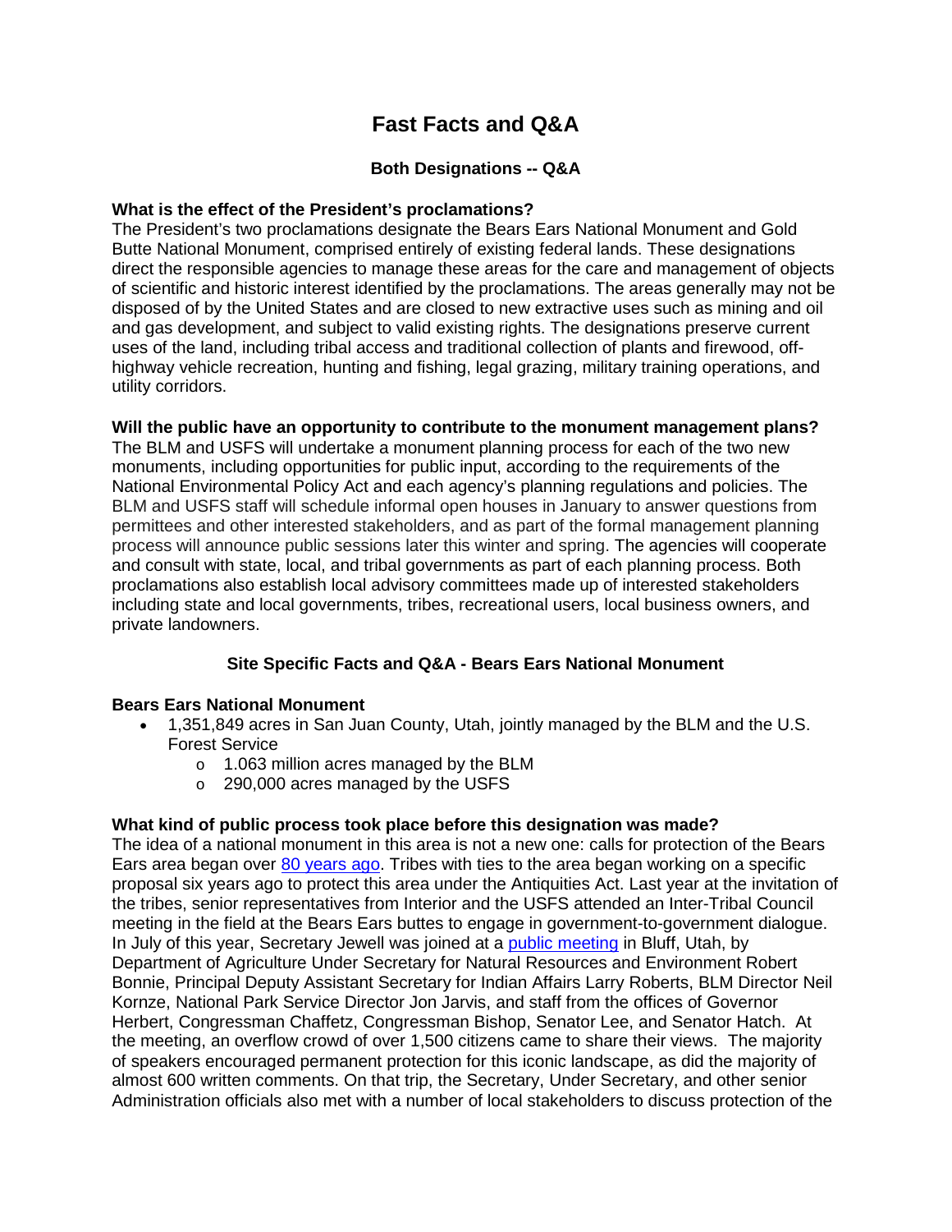# Fast Facts and Q&A

### Both Designations -- Q&A

**What is the effect of the President's proclamations?**

The President's two proclamations designate the Bears Ears National Monument and Gold Butte National Monument, comprised entirely of existing federal lands. These designations direct the responsible agencies to manage these areas for the care and management of objects of scientific and historic interest identified by the proclamations. The areas generally may not be disposed of by the United States and are closed to new extractive uses such as mining and oil and gas development, and subject to valid existing rights. The designations preserve current uses of the land, including tribal access and traditional collection of plants and firewood, off-highway vehicle recreation, hunting and fishing, legal grazing, military training operations, and utility corridors.

**Will the public have an opportunity to contribute to the monument management plans?**

The BLM and USFS will undertake a monument planning process for each of the two new monuments, including opportunities for public input, according to the requirements of the National Environmental Policy Act and each agency's planning regulations and policies. The BLM and USFS staff will schedule informal open houses in January to answer questions from permittees and other interested stakeholders, and as part of the formal management planning process will announce public sessions later this winter and spring. The agencies will cooperate and consult with state, local, and tribal governments as part of each planning process. Both proclamations also establish local advisory committees made up of interested stakeholders including state and local governments, tribes, recreational users, local business owners, and private landowners.

### Site Specific Facts and Q&A - Bears Ears National Monument

**Bears Ears National Monument**

- 1,351,849 acres in San Juan County, Utah, jointly managed by the BLM and the U.S. Forest Service
  - 1.063 million acres managed by the BLM
  - 290,000 acres managed by the USFS

**What kind of public process took place before this designation was made?**

The idea of a national monument in this area is not a new one: calls for protection of the Bears Ears area began over 80 years ago. Tribes with ties to the area began working on a specific proposal six years ago to protect this area under the Antiquities Act. Last year at the invitation of the tribes, senior representatives from Interior and the USFS attended an Inter-Tribal Council meeting in the field at the Bears Ears buttes to engage in government-to-government dialogue. In July of this year, Secretary Jewell was joined at a public meeting in Bluff, Utah, by Department of Agriculture Under Secretary for Natural Resources and Environment Robert Bonnie, Principal Deputy Assistant Secretary for Indian Affairs Larry Roberts, BLM Director Neil Kornze, National Park Service Director Jon Jarvis, and staff from the offices of Governor Herbert, Congressman Chaffetz, Congressman Bishop, Senator Lee, and Senator Hatch. At the meeting, an overflow crowd of over 1,500 citizens came to share their views. The majority of speakers encouraged permanent protection for this iconic landscape, as did the majority of almost 600 written comments. On that trip, the Secretary, Under Secretary, and other senior Administration officials also met with a number of local stakeholders to discuss protection of the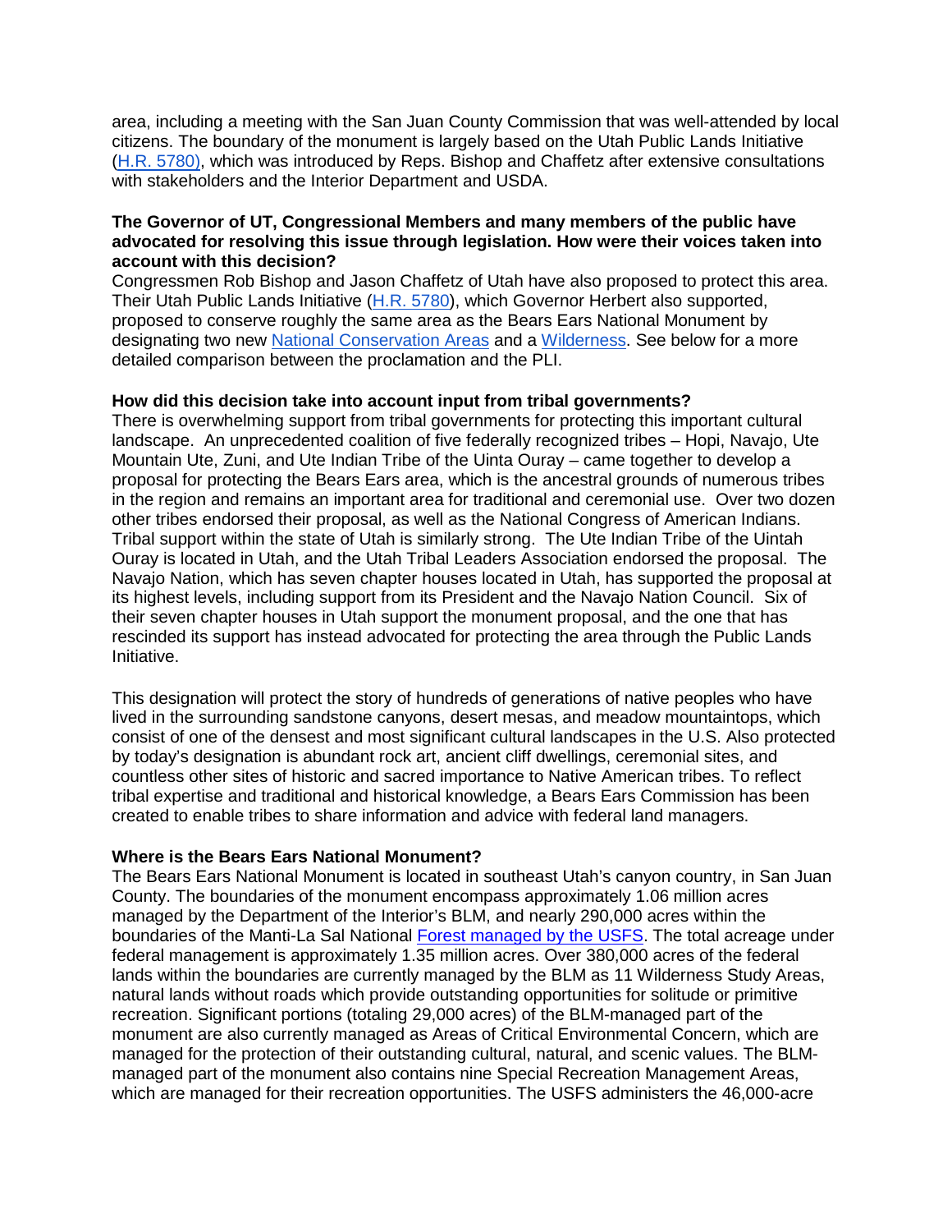area, including a meeting with the San Juan County Commission that was well-attended by local citizens. The boundary of the monument is largely based on the Utah Public Lands Initiative (H.R. 5780), which was introduced by Reps. Bishop and Chaffetz after extensive consultations with stakeholders and the Interior Department and USDA.

**The Governor of UT, Congressional Members and many members of the public have advocated for resolving this issue through legislation. How were their voices taken into account with this decision?**

Congressmen Rob Bishop and Jason Chaffetz of Utah have also proposed to protect this area. Their Utah Public Lands Initiative (H.R. 5780), which Governor Herbert also supported, proposed to conserve roughly the same area as the Bears Ears National Monument by designating two new National Conservation Areas and a Wilderness. See below for a more detailed comparison between the proclamation and the PLI.

**How did this decision take into account input from tribal governments?**

There is overwhelming support from tribal governments for protecting this important cultural landscape. An unprecedented coalition of five federally recognized tribes – Hopi, Navajo, Ute Mountain Ute, Zuni, and Ute Indian Tribe of the Uinta Ouray – came together to develop a proposal for protecting the Bears Ears area, which is the ancestral grounds of numerous tribes in the region and remains an important area for traditional and ceremonial use. Over two dozen other tribes endorsed their proposal, as well as the National Congress of American Indians. Tribal support within the state of Utah is similarly strong. The Ute Indian Tribe of the Uintah Ouray is located in Utah, and the Utah Tribal Leaders Association endorsed the proposal. The Navajo Nation, which has seven chapter houses located in Utah, has supported the proposal at its highest levels, including support from its President and the Navajo Nation Council. Six of their seven chapter houses in Utah support the monument proposal, and the one that has rescinded its support has instead advocated for protecting the area through the Public Lands Initiative.

This designation will protect the story of hundreds of generations of native peoples who have lived in the surrounding sandstone canyons, desert mesas, and meadow mountaintops, which consist of one of the densest and most significant cultural landscapes in the U.S. Also protected by today's designation is abundant rock art, ancient cliff dwellings, ceremonial sites, and countless other sites of historic and sacred importance to Native American tribes. To reflect tribal expertise and traditional and historical knowledge, a Bears Ears Commission has been created to enable tribes to share information and advice with federal land managers.

**Where is the Bears Ears National Monument?**

The Bears Ears National Monument is located in southeast Utah's canyon country, in San Juan County. The boundaries of the monument encompass approximately 1.06 million acres managed by the Department of the Interior's BLM, and nearly 290,000 acres within the boundaries of the Manti-La Sal National Forest managed by the USFS. The total acreage under federal management is approximately 1.35 million acres. Over 380,000 acres of the federal lands within the boundaries are currently managed by the BLM as 11 Wilderness Study Areas, natural lands without roads which provide outstanding opportunities for solitude or primitive recreation. Significant portions (totaling 29,000 acres) of the BLM-managed part of the monument are also currently managed as Areas of Critical Environmental Concern, which are managed for the protection of their outstanding cultural, natural, and scenic values. The BLM-managed part of the monument also contains nine Special Recreation Management Areas, which are managed for their recreation opportunities. The USFS administers the 46,000-acre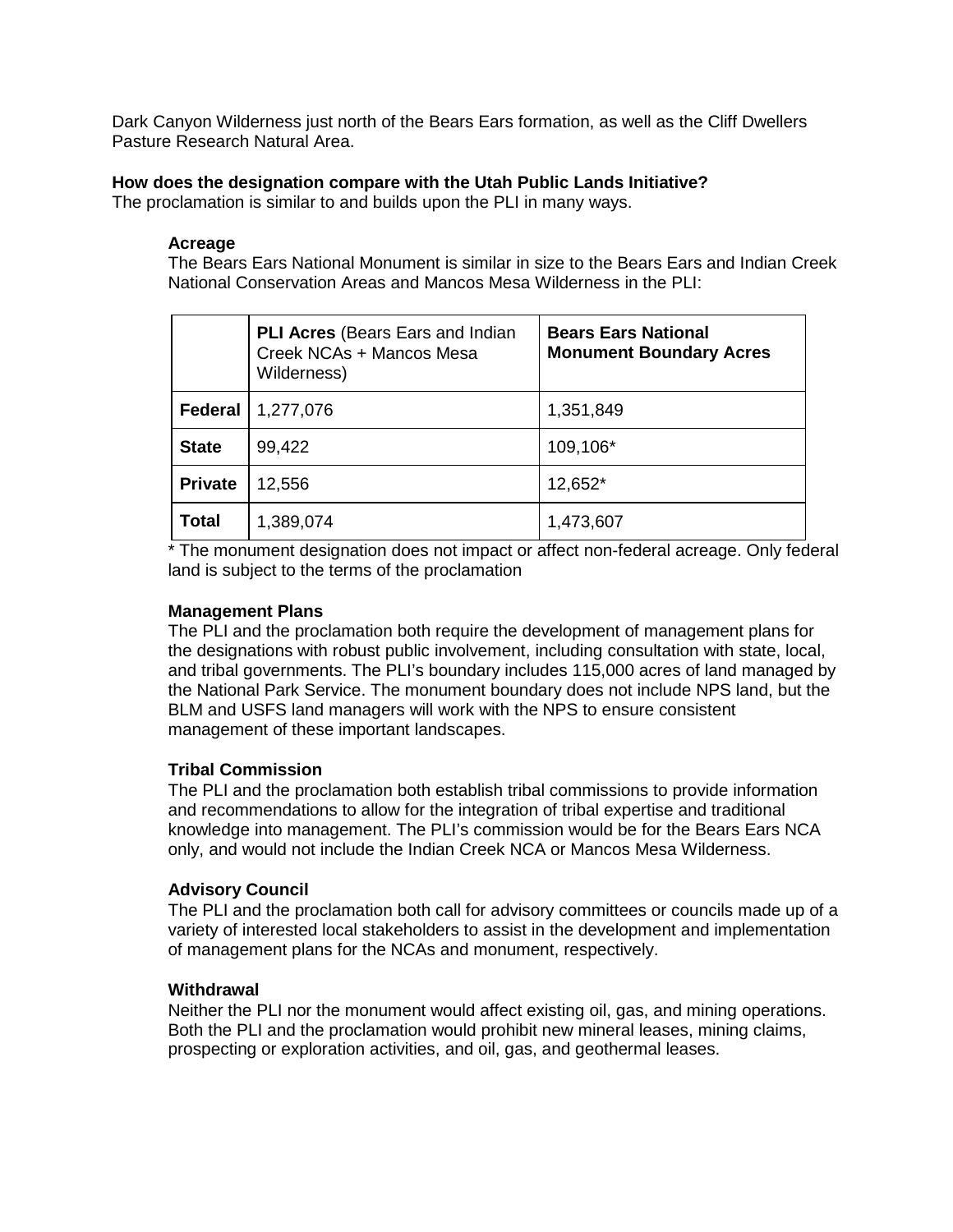Dark Canyon Wilderness just north of the Bears Ears formation, as well as the Cliff Dwellers Pasture Research Natural Area.

**How does the designation compare with the Utah Public Lands Initiative?**
The proclamation is similar to and builds upon the PLI in many ways.

**Acreage**
The Bears Ears National Monument is similar in size to the Bears Ears and Indian Creek National Conservation Areas and Mancos Mesa Wilderness in the PLI:

| | **PLI Acres** (Bears Ears and Indian Creek NCAs + Mancos Mesa Wilderness) | **Bears Ears National Monument Boundary Acres** |
|---|---|---|
| **Federal** | 1,277,076 | 1,351,849 |
| **State** | 99,422 | 109,106* |
| **Private** | 12,556 | 12,652* |
| **Total** | 1,389,074 | 1,473,607 |

* The monument designation does not impact or affect non-federal acreage. Only federal land is subject to the terms of the proclamation

**Management Plans**
The PLI and the proclamation both require the development of management plans for the designations with robust public involvement, including consultation with state, local, and tribal governments. The PLI's boundary includes 115,000 acres of land managed by the National Park Service. The monument boundary does not include NPS land, but the BLM and USFS land managers will work with the NPS to ensure consistent management of these important landscapes.

**Tribal Commission**
The PLI and the proclamation both establish tribal commissions to provide information and recommendations to allow for the integration of tribal expertise and traditional knowledge into management. The PLI's commission would be for the Bears Ears NCA only, and would not include the Indian Creek NCA or Mancos Mesa Wilderness.

**Advisory Council**
The PLI and the proclamation both call for advisory committees or councils made up of a variety of interested local stakeholders to assist in the development and implementation of management plans for the NCAs and monument, respectively.

**Withdrawal**
Neither the PLI nor the monument would affect existing oil, gas, and mining operations. Both the PLI and the proclamation would prohibit new mineral leases, mining claims, prospecting or exploration activities, and oil, gas, and geothermal leases.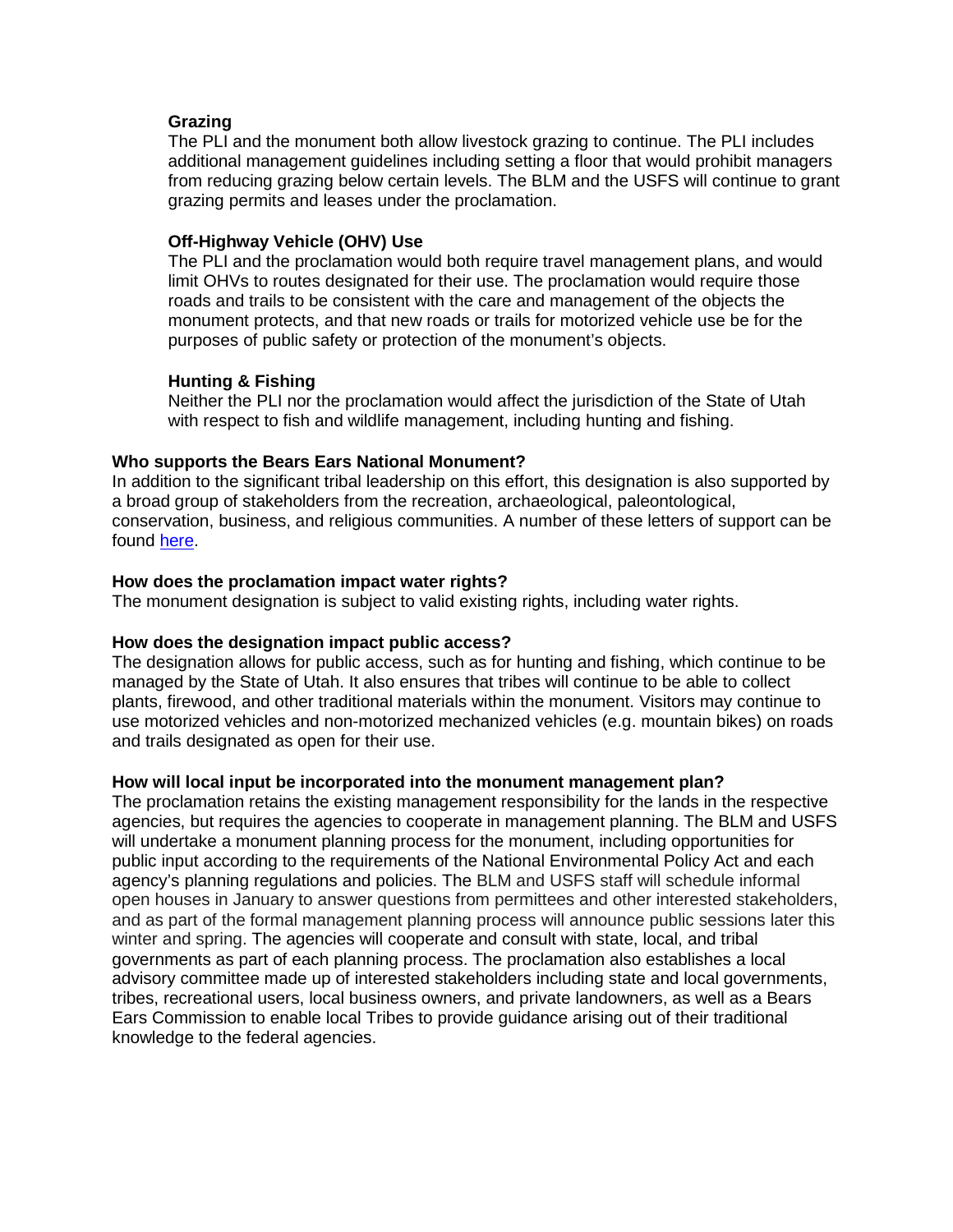**Grazing**

The PLI and the monument both allow livestock grazing to continue. The PLI includes additional management guidelines including setting a floor that would prohibit managers from reducing grazing below certain levels. The BLM and the USFS will continue to grant grazing permits and leases under the proclamation.

**Off-Highway Vehicle (OHV) Use**

The PLI and the proclamation would both require travel management plans, and would limit OHVs to routes designated for their use. The proclamation would require those roads and trails to be consistent with the care and management of the objects the monument protects, and that new roads or trails for motorized vehicle use be for the purposes of public safety or protection of the monument's objects.

**Hunting & Fishing**

Neither the PLI nor the proclamation would affect the jurisdiction of the State of Utah with respect to fish and wildlife management, including hunting and fishing.

**Who supports the Bears Ears National Monument?**

In addition to the significant tribal leadership on this effort, this designation is also supported by a broad group of stakeholders from the recreation, archaeological, paleontological, conservation, business, and religious communities. A number of these letters of support can be found here.

**How does the proclamation impact water rights?**

The monument designation is subject to valid existing rights, including water rights.

**How does the designation impact public access?**

The designation allows for public access, such as for hunting and fishing, which continue to be managed by the State of Utah. It also ensures that tribes will continue to be able to collect plants, firewood, and other traditional materials within the monument. Visitors may continue to use motorized vehicles and non-motorized mechanized vehicles (e.g. mountain bikes) on roads and trails designated as open for their use.

**How will local input be incorporated into the monument management plan?**

The proclamation retains the existing management responsibility for the lands in the respective agencies, but requires the agencies to cooperate in management planning. The BLM and USFS will undertake a monument planning process for the monument, including opportunities for public input according to the requirements of the National Environmental Policy Act and each agency's planning regulations and policies. The BLM and USFS staff will schedule informal open houses in January to answer questions from permittees and other interested stakeholders, and as part of the formal management planning process will announce public sessions later this winter and spring. The agencies will cooperate and consult with state, local, and tribal governments as part of each planning process. The proclamation also establishes a local advisory committee made up of interested stakeholders including state and local governments, tribes, recreational users, local business owners, and private landowners, as well as a Bears Ears Commission to enable local Tribes to provide guidance arising out of their traditional knowledge to the federal agencies.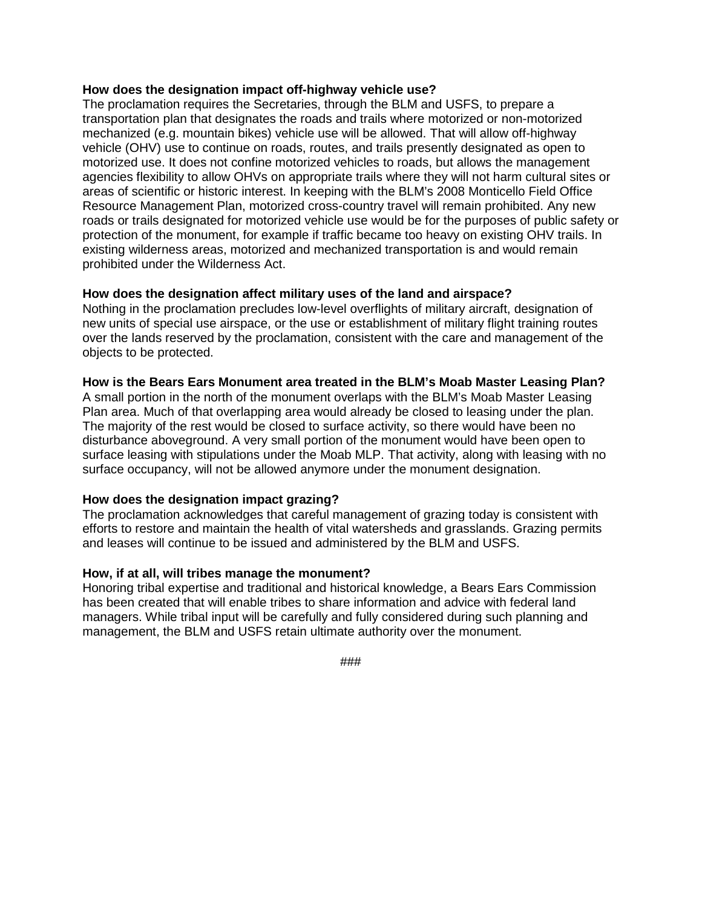**How does the designation impact off-highway vehicle use?**

The proclamation requires the Secretaries, through the BLM and USFS, to prepare a transportation plan that designates the roads and trails where motorized or non-motorized mechanized (e.g. mountain bikes) vehicle use will be allowed. That will allow off-highway vehicle (OHV) use to continue on roads, routes, and trails presently designated as open to motorized use. It does not confine motorized vehicles to roads, but allows the management agencies flexibility to allow OHVs on appropriate trails where they will not harm cultural sites or areas of scientific or historic interest. In keeping with the BLM's 2008 Monticello Field Office Resource Management Plan, motorized cross-country travel will remain prohibited. Any new roads or trails designated for motorized vehicle use would be for the purposes of public safety or protection of the monument, for example if traffic became too heavy on existing OHV trails. In existing wilderness areas, motorized and mechanized transportation is and would remain prohibited under the Wilderness Act.

**How does the designation affect military uses of the land and airspace?**

Nothing in the proclamation precludes low-level overflights of military aircraft, designation of new units of special use airspace, or the use or establishment of military flight training routes over the lands reserved by the proclamation, consistent with the care and management of the objects to be protected.

**How is the Bears Ears Monument area treated in the BLM's Moab Master Leasing Plan?**

A small portion in the north of the monument overlaps with the BLM's Moab Master Leasing Plan area. Much of that overlapping area would already be closed to leasing under the plan. The majority of the rest would be closed to surface activity, so there would have been no disturbance aboveground. A very small portion of the monument would have been open to surface leasing with stipulations under the Moab MLP. That activity, along with leasing with no surface occupancy, will not be allowed anymore under the monument designation.

**How does the designation impact grazing?**

The proclamation acknowledges that careful management of grazing today is consistent with efforts to restore and maintain the health of vital watersheds and grasslands. Grazing permits and leases will continue to be issued and administered by the BLM and USFS.

**How, if at all, will tribes manage the monument?**

Honoring tribal expertise and traditional and historical knowledge, a Bears Ears Commission has been created that will enable tribes to share information and advice with federal land managers. While tribal input will be carefully and fully considered during such planning and management, the BLM and USFS retain ultimate authority over the monument.

###